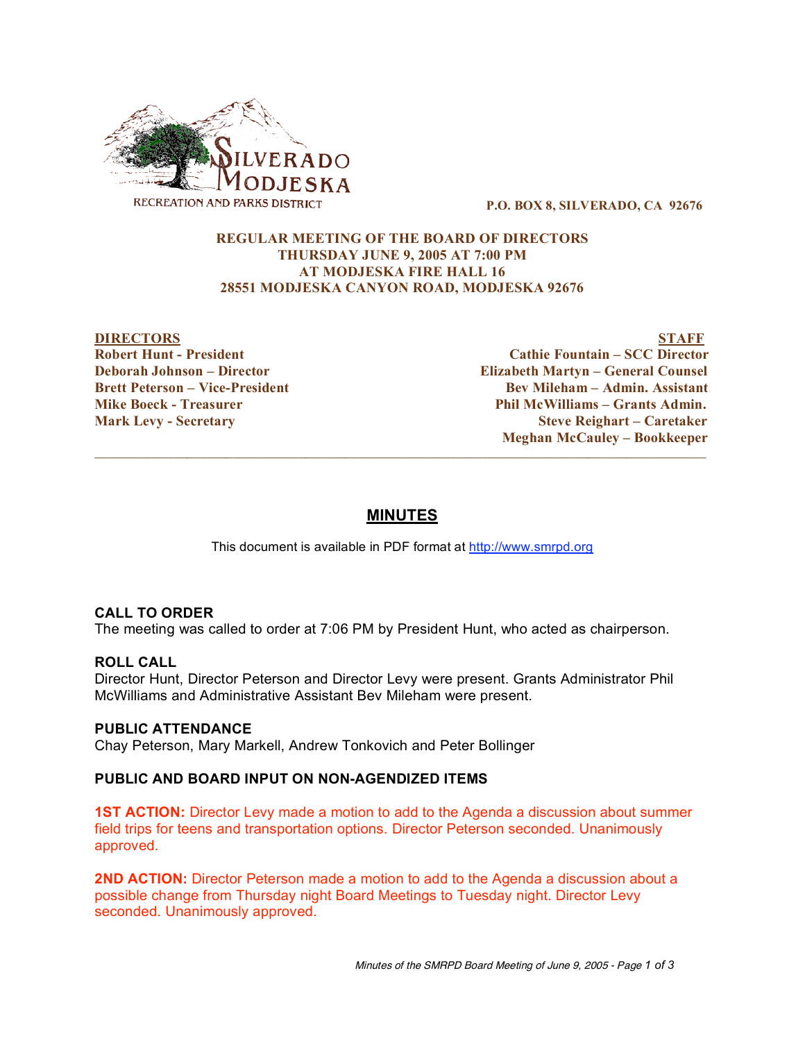**SILVERADO MODJESKA**
RECREATION AND PARKS DISTRICT

**P.O. BOX 8, SILVERADO, CA 92676**

**REGULAR MEETING OF THE BOARD OF DIRECTORS**
**THURSDAY JUNE 9, 2005 AT 7:00 PM**
**AT MODJESKA FIRE HALL 16**
**28551 MODJESKA CANYON ROAD, MODJESKA 92676**

| DIRECTORS | STAFF |
|---|---|
| **Robert Hunt - President** | **Cathie Fountain – SCC Director** |
| **Deborah Johnson – Director** | **Elizabeth Martyn – General Counsel** |
| **Brett Peterson – Vice-President** | **Bev Mileham – Admin. Assistant** |
| **Mike Boeck - Treasurer** | **Phil McWilliams – Grants Admin.** |
| **Mark Levy - Secretary** | **Steve Reighart – Caretaker** |
| | **Meghan McCauley – Bookkeeper** |

---

# MINUTES

This document is available in PDF format at http://www.smrpd.org

## CALL TO ORDER

The meeting was called to order at 7:06 PM by President Hunt, who acted as chairperson.

## ROLL CALL

Director Hunt, Director Peterson and Director Levy were present. Grants Administrator Phil McWilliams and Administrative Assistant Bev Mileham were present.

## PUBLIC ATTENDANCE

Chay Peterson, Mary Markell, Andrew Tonkovich and Peter Bollinger

## PUBLIC AND BOARD INPUT ON NON-AGENDIZED ITEMS

**1ST ACTION:** Director Levy made a motion to add to the Agenda a discussion about summer field trips for teens and transportation options. Director Peterson seconded. Unanimously approved.

**2ND ACTION:** Director Peterson made a motion to add to the Agenda a discussion about a possible change from Thursday night Board Meetings to Tuesday night. Director Levy seconded. Unanimously approved.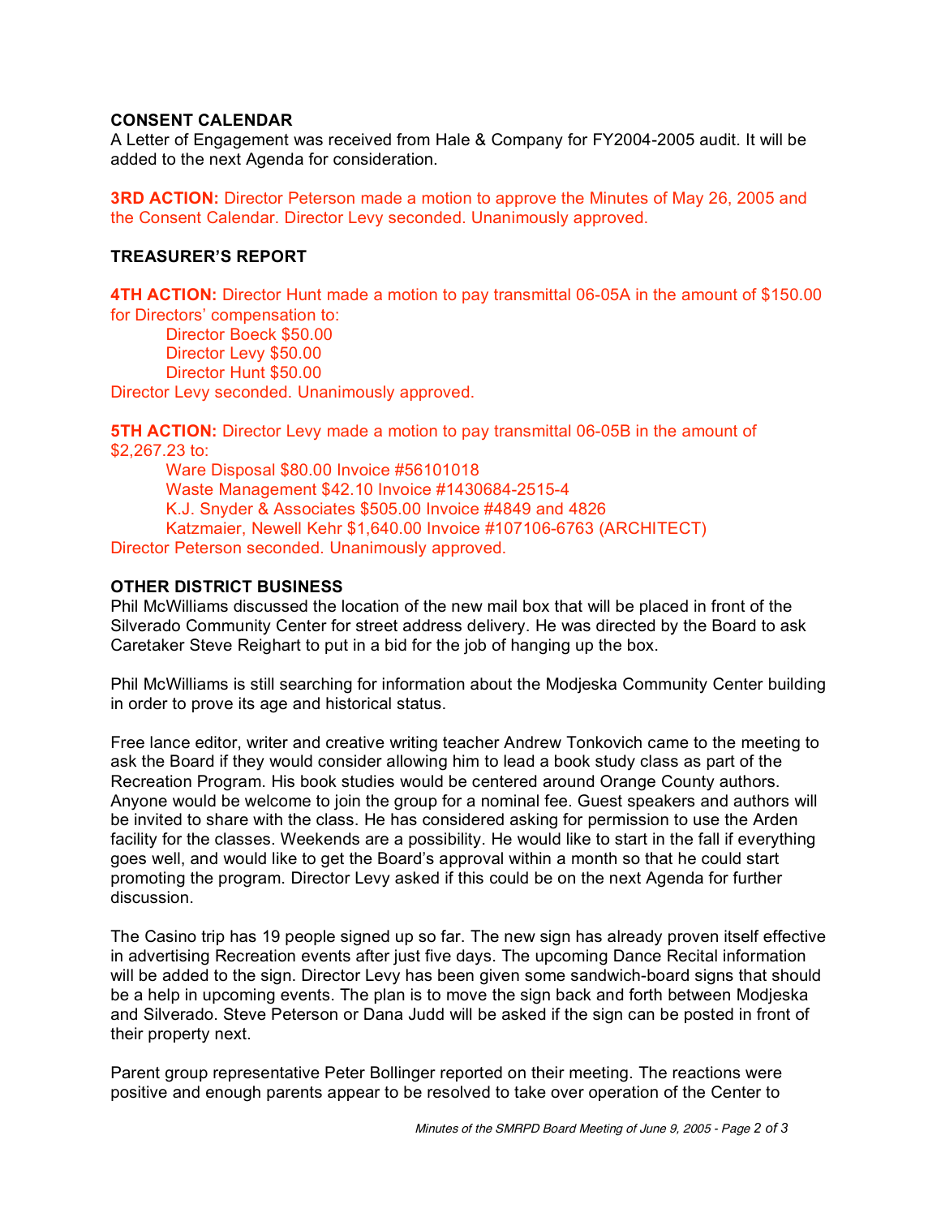**CONSENT CALENDAR**
A Letter of Engagement was received from Hale & Company for FY2004-2005 audit. It will be added to the next Agenda for consideration.

**3RD ACTION:** Director Peterson made a motion to approve the Minutes of May 26, 2005 and the Consent Calendar. Director Levy seconded. Unanimously approved.

**TREASURER'S REPORT**

**4TH ACTION:** Director Hunt made a motion to pay transmittal 06-05A in the amount of $150.00 for Directors' compensation to:

Director Boeck $50.00
Director Levy $50.00
Director Hunt $50.00

Director Levy seconded. Unanimously approved.

**5TH ACTION:** Director Levy made a motion to pay transmittal 06-05B in the amount of $2,267.23 to:

Ware Disposal $80.00 Invoice #56101018
Waste Management $42.10 Invoice #1430684-2515-4
K.J. Snyder & Associates $505.00 Invoice #4849 and 4826
Katzmaier, Newell Kehr $1,640.00 Invoice #107106-6763 (ARCHITECT)

Director Peterson seconded. Unanimously approved.

**OTHER DISTRICT BUSINESS**
Phil McWilliams discussed the location of the new mail box that will be placed in front of the Silverado Community Center for street address delivery. He was directed by the Board to ask Caretaker Steve Reighart to put in a bid for the job of hanging up the box.

Phil McWilliams is still searching for information about the Modjeska Community Center building in order to prove its age and historical status.

Free lance editor, writer and creative writing teacher Andrew Tonkovich came to the meeting to ask the Board if they would consider allowing him to lead a book study class as part of the Recreation Program. His book studies would be centered around Orange County authors. Anyone would be welcome to join the group for a nominal fee. Guest speakers and authors will be invited to share with the class. He has considered asking for permission to use the Arden facility for the classes. Weekends are a possibility. He would like to start in the fall if everything goes well, and would like to get the Board's approval within a month so that he could start promoting the program. Director Levy asked if this could be on the next Agenda for further discussion.

The Casino trip has 19 people signed up so far. The new sign has already proven itself effective in advertising Recreation events after just five days. The upcoming Dance Recital information will be added to the sign. Director Levy has been given some sandwich-board signs that should be a help in upcoming events. The plan is to move the sign back and forth between Modjeska and Silverado. Steve Peterson or Dana Judd will be asked if the sign can be posted in front of their property next.

Parent group representative Peter Bollinger reported on their meeting. The reactions were positive and enough parents appear to be resolved to take over operation of the Center to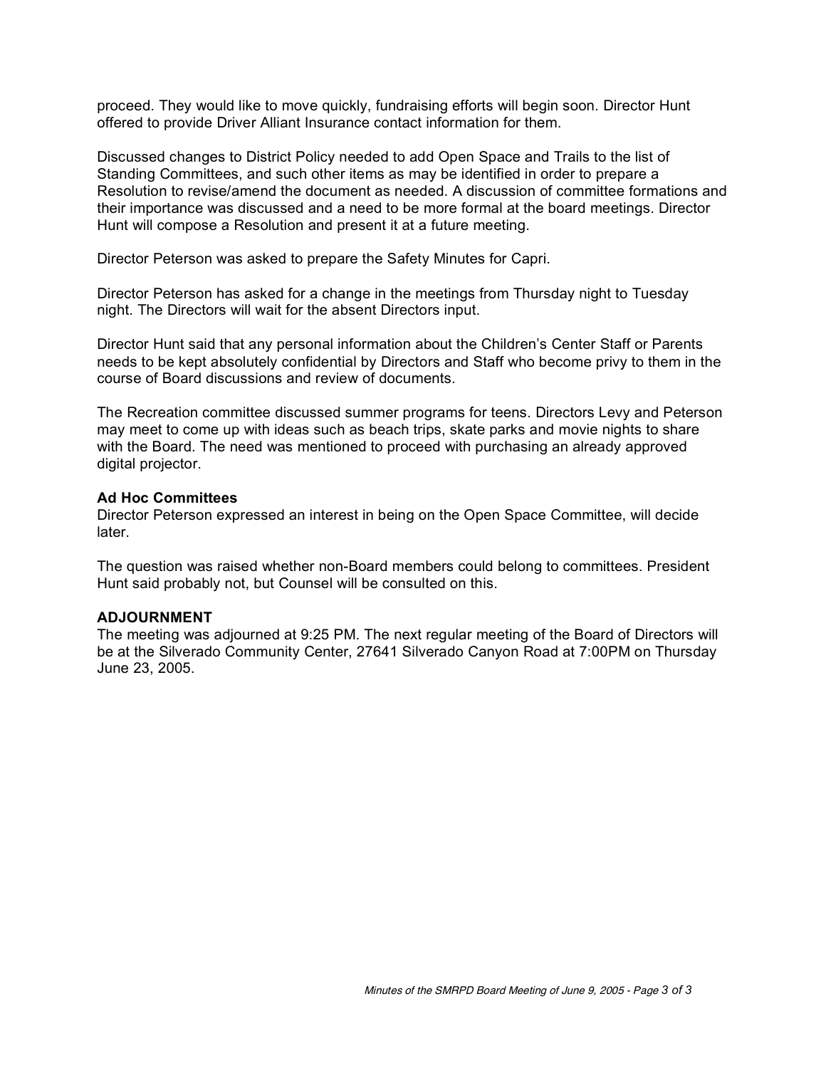proceed. They would like to move quickly, fundraising efforts will begin soon. Director Hunt offered to provide Driver Alliant Insurance contact information for them.

Discussed changes to District Policy needed to add Open Space and Trails to the list of Standing Committees, and such other items as may be identified in order to prepare a Resolution to revise/amend the document as needed. A discussion of committee formations and their importance was discussed and a need to be more formal at the board meetings. Director Hunt will compose a Resolution and present it at a future meeting.

Director Peterson was asked to prepare the Safety Minutes for Capri.

Director Peterson has asked for a change in the meetings from Thursday night to Tuesday night. The Directors will wait for the absent Directors input.

Director Hunt said that any personal information about the Children's Center Staff or Parents needs to be kept absolutely confidential by Directors and Staff who become privy to them in the course of Board discussions and review of documents.

The Recreation committee discussed summer programs for teens. Directors Levy and Peterson may meet to come up with ideas such as beach trips, skate parks and movie nights to share with the Board. The need was mentioned to proceed with purchasing an already approved digital projector.

**Ad Hoc Committees**

Director Peterson expressed an interest in being on the Open Space Committee, will decide later.

The question was raised whether non-Board members could belong to committees. President Hunt said probably not, but Counsel will be consulted on this.

**ADJOURNMENT**

The meeting was adjourned at 9:25 PM. The next regular meeting of the Board of Directors will be at the Silverado Community Center, 27641 Silverado Canyon Road at 7:00PM on Thursday June 23, 2005.